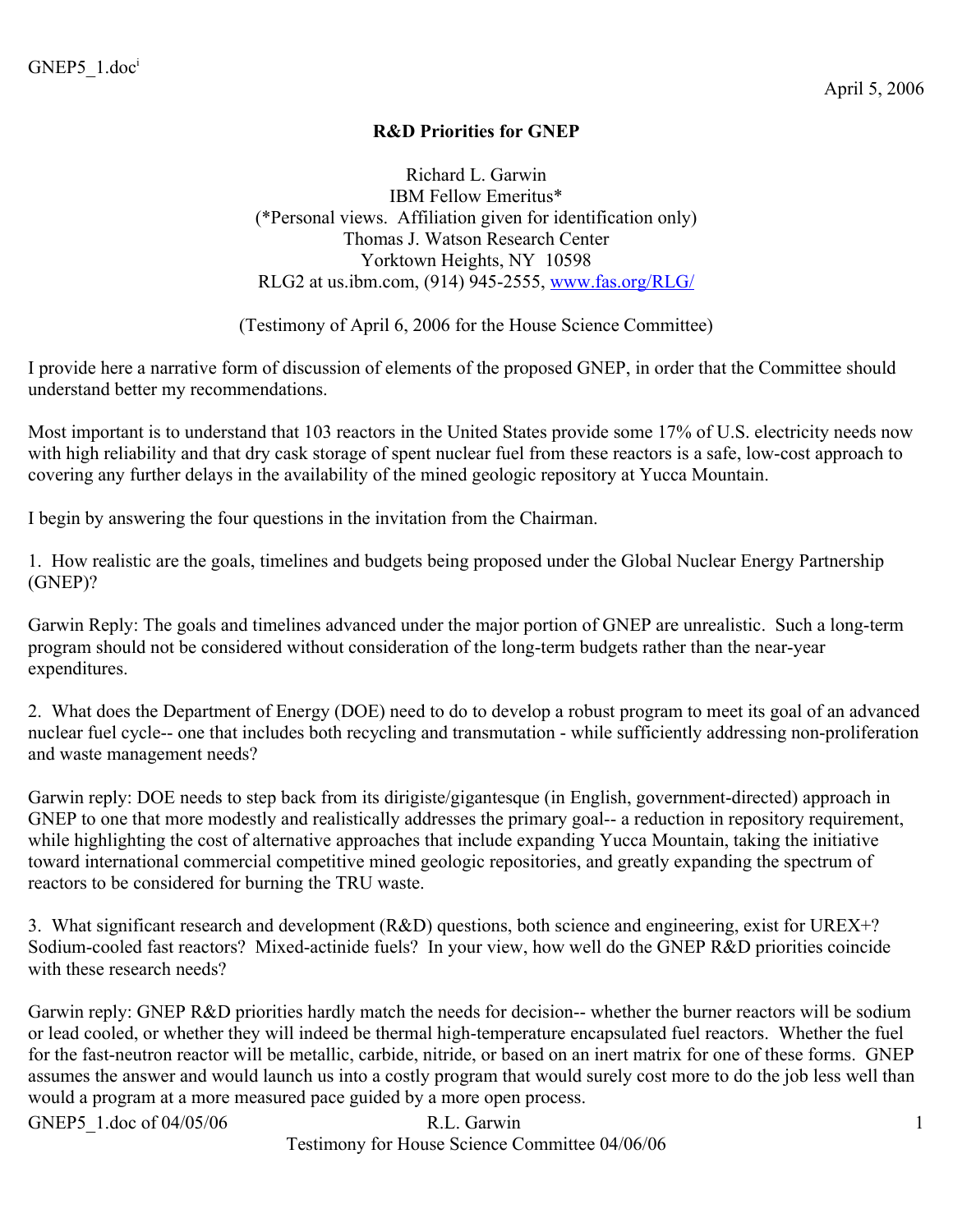GNEP5_1.doc[i]

April 5, 2006

## R&D Priorities for GNEP

Richard L. Garwin
IBM Fellow Emeritus*
(*Personal views. Affiliation given for identification only)
Thomas J. Watson Research Center
Yorktown Heights, NY 10598
RLG2 at us.ibm.com, (914) 945-2555, www.fas.org/RLG/

(Testimony of April 6, 2006 for the House Science Committee)

I provide here a narrative form of discussion of elements of the proposed GNEP, in order that the Committee should understand better my recommendations.

Most important is to understand that 103 reactors in the United States provide some 17% of U.S. electricity needs now with high reliability and that dry cask storage of spent nuclear fuel from these reactors is a safe, low-cost approach to covering any further delays in the availability of the mined geologic repository at Yucca Mountain.

I begin by answering the four questions in the invitation from the Chairman.

1. How realistic are the goals, timelines and budgets being proposed under the Global Nuclear Energy Partnership (GNEP)?

Garwin Reply: The goals and timelines advanced under the major portion of GNEP are unrealistic. Such a long-term program should not be considered without consideration of the long-term budgets rather than the near-year expenditures.

2. What does the Department of Energy (DOE) need to do to develop a robust program to meet its goal of an advanced nuclear fuel cycle-- one that includes both recycling and transmutation - while sufficiently addressing non-proliferation and waste management needs?

Garwin reply: DOE needs to step back from its dirigiste/gigantesque (in English, government-directed) approach in GNEP to one that more modestly and realistically addresses the primary goal-- a reduction in repository requirement, while highlighting the cost of alternative approaches that include expanding Yucca Mountain, taking the initiative toward international commercial competitive mined geologic repositories, and greatly expanding the spectrum of reactors to be considered for burning the TRU waste.

3. What significant research and development (R&D) questions, both science and engineering, exist for UREX+? Sodium-cooled fast reactors? Mixed-actinide fuels? In your view, how well do the GNEP R&D priorities coincide with these research needs?

Garwin reply: GNEP R&D priorities hardly match the needs for decision-- whether the burner reactors will be sodium or lead cooled, or whether they will indeed be thermal high-temperature encapsulated fuel reactors. Whether the fuel for the fast-neutron reactor will be metallic, carbide, nitride, or based on an inert matrix for one of these forms. GNEP assumes the answer and would launch us into a costly program that would surely cost more to do the job less well than would a program at a more measured pace guided by a more open process.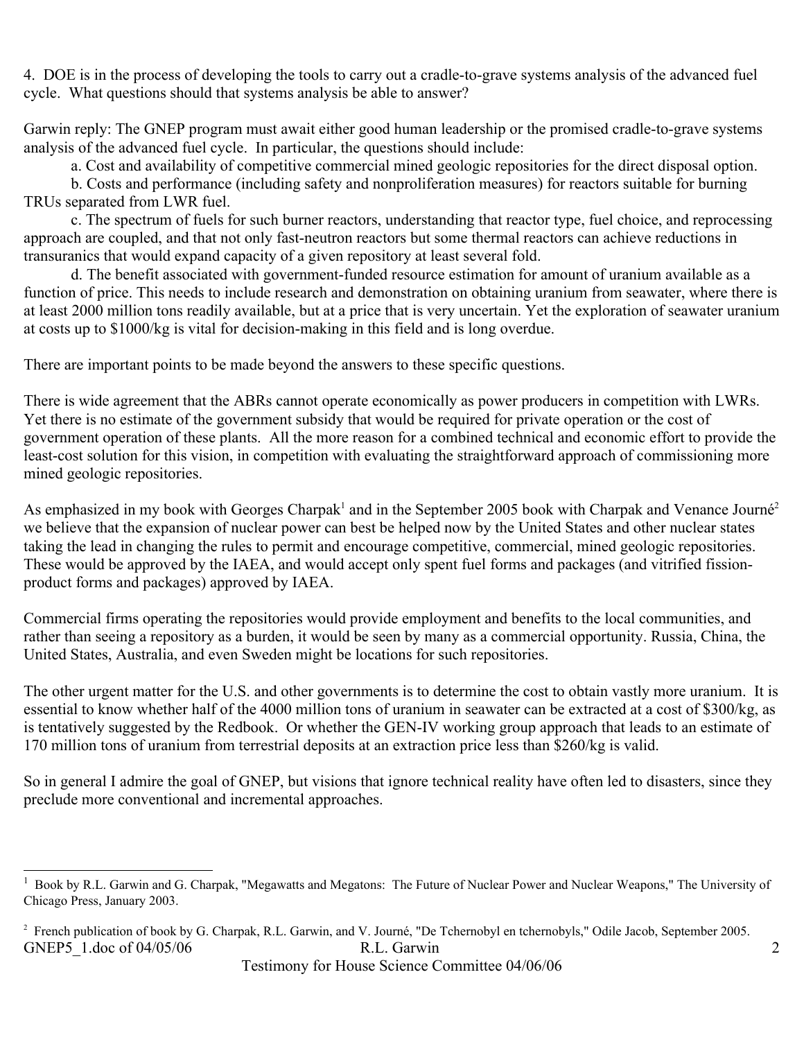4. DOE is in the process of developing the tools to carry out a cradle-to-grave systems analysis of the advanced fuel cycle. What questions should that systems analysis be able to answer?

Garwin reply: The GNEP program must await either good human leadership or the promised cradle-to-grave systems analysis of the advanced fuel cycle. In particular, the questions should include:

a. Cost and availability of competitive commercial mined geologic repositories for the direct disposal option.

b. Costs and performance (including safety and nonproliferation measures) for reactors suitable for burning TRUs separated from LWR fuel.

c. The spectrum of fuels for such burner reactors, understanding that reactor type, fuel choice, and reprocessing approach are coupled, and that not only fast-neutron reactors but some thermal reactors can achieve reductions in transuranics that would expand capacity of a given repository at least several fold.

d. The benefit associated with government-funded resource estimation for amount of uranium available as a function of price. This needs to include research and demonstration on obtaining uranium from seawater, where there is at least 2000 million tons readily available, but at a price that is very uncertain. Yet the exploration of seawater uranium at costs up to $1000/kg is vital for decision-making in this field and is long overdue.

There are important points to be made beyond the answers to these specific questions.

There is wide agreement that the ABRs cannot operate economically as power producers in competition with LWRs. Yet there is no estimate of the government subsidy that would be required for private operation or the cost of government operation of these plants. All the more reason for a combined technical and economic effort to provide the least-cost solution for this vision, in competition with evaluating the straightforward approach of commissioning more mined geologic repositories.

As emphasized in my book with Georges Charpak[1] and in the September 2005 book with Charpak and Venance Journé[2] we believe that the expansion of nuclear power can best be helped now by the United States and other nuclear states taking the lead in changing the rules to permit and encourage competitive, commercial, mined geologic repositories. These would be approved by the IAEA, and would accept only spent fuel forms and packages (and vitrified fission-product forms and packages) approved by IAEA.

Commercial firms operating the repositories would provide employment and benefits to the local communities, and rather than seeing a repository as a burden, it would be seen by many as a commercial opportunity. Russia, China, the United States, Australia, and even Sweden might be locations for such repositories.

The other urgent matter for the U.S. and other governments is to determine the cost to obtain vastly more uranium. It is essential to know whether half of the 4000 million tons of uranium in seawater can be extracted at a cost of $300/kg, as is tentatively suggested by the Redbook. Or whether the GEN-IV working group approach that leads to an estimate of 170 million tons of uranium from terrestrial deposits at an extraction price less than $260/kg is valid.

So in general I admire the goal of GNEP, but visions that ignore technical reality have often led to disasters, since they preclude more conventional and incremental approaches.

---

[1] Book by R.L. Garwin and G. Charpak, "Megawatts and Megatons: The Future of Nuclear Power and Nuclear Weapons," The University of Chicago Press, January 2003.

[2] French publication of book by G. Charpak, R.L. Garwin, and V. Journé, "De Tchernobyl en tchernobyls," Odile Jacob, September 2005.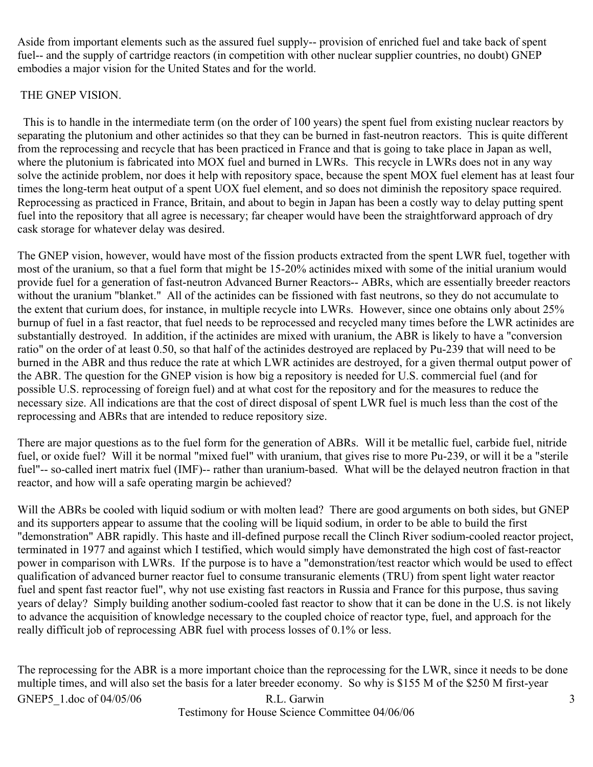Aside from important elements such as the assured fuel supply-- provision of enriched fuel and take back of spent fuel-- and the supply of cartridge reactors (in competition with other nuclear supplier countries, no doubt) GNEP embodies a major vision for the United States and for the world.

## THE GNEP VISION.

This is to handle in the intermediate term (on the order of 100 years) the spent fuel from existing nuclear reactors by separating the plutonium and other actinides so that they can be burned in fast-neutron reactors. This is quite different from the reprocessing and recycle that has been practiced in France and that is going to take place in Japan as well, where the plutonium is fabricated into MOX fuel and burned in LWRs. This recycle in LWRs does not in any way solve the actinide problem, nor does it help with repository space, because the spent MOX fuel element has at least four times the long-term heat output of a spent UOX fuel element, and so does not diminish the repository space required. Reprocessing as practiced in France, Britain, and about to begin in Japan has been a costly way to delay putting spent fuel into the repository that all agree is necessary; far cheaper would have been the straightforward approach of dry cask storage for whatever delay was desired.

The GNEP vision, however, would have most of the fission products extracted from the spent LWR fuel, together with most of the uranium, so that a fuel form that might be 15-20% actinides mixed with some of the initial uranium would provide fuel for a generation of fast-neutron Advanced Burner Reactors-- ABRs, which are essentially breeder reactors without the uranium "blanket." All of the actinides can be fissioned with fast neutrons, so they do not accumulate to the extent that curium does, for instance, in multiple recycle into LWRs. However, since one obtains only about 25% burnup of fuel in a fast reactor, that fuel needs to be reprocessed and recycled many times before the LWR actinides are substantially destroyed. In addition, if the actinides are mixed with uranium, the ABR is likely to have a "conversion ratio" on the order of at least 0.50, so that half of the actinides destroyed are replaced by Pu-239 that will need to be burned in the ABR and thus reduce the rate at which LWR actinides are destroyed, for a given thermal output power of the ABR. The question for the GNEP vision is how big a repository is needed for U.S. commercial fuel (and for possible U.S. reprocessing of foreign fuel) and at what cost for the repository and for the measures to reduce the necessary size. All indications are that the cost of direct disposal of spent LWR fuel is much less than the cost of the reprocessing and ABRs that are intended to reduce repository size.

There are major questions as to the fuel form for the generation of ABRs. Will it be metallic fuel, carbide fuel, nitride fuel, or oxide fuel? Will it be normal "mixed fuel" with uranium, that gives rise to more Pu-239, or will it be a "sterile fuel"-- so-called inert matrix fuel (IMF)-- rather than uranium-based. What will be the delayed neutron fraction in that reactor, and how will a safe operating margin be achieved?

Will the ABRs be cooled with liquid sodium or with molten lead? There are good arguments on both sides, but GNEP and its supporters appear to assume that the cooling will be liquid sodium, in order to be able to build the first "demonstration" ABR rapidly. This haste and ill-defined purpose recall the Clinch River sodium-cooled reactor project, terminated in 1977 and against which I testified, which would simply have demonstrated the high cost of fast-reactor power in comparison with LWRs. If the purpose is to have a "demonstration/test reactor which would be used to effect qualification of advanced burner reactor fuel to consume transuranic elements (TRU) from spent light water reactor fuel and spent fast reactor fuel", why not use existing fast reactors in Russia and France for this purpose, thus saving years of delay? Simply building another sodium-cooled fast reactor to show that it can be done in the U.S. is not likely to advance the acquisition of knowledge necessary to the coupled choice of reactor type, fuel, and approach for the really difficult job of reprocessing ABR fuel with process losses of 0.1% or less.

The reprocessing for the ABR is a more important choice than the reprocessing for the LWR, since it needs to be done multiple times, and will also set the basis for a later breeder economy. So why is $155 M of the $250 M first-year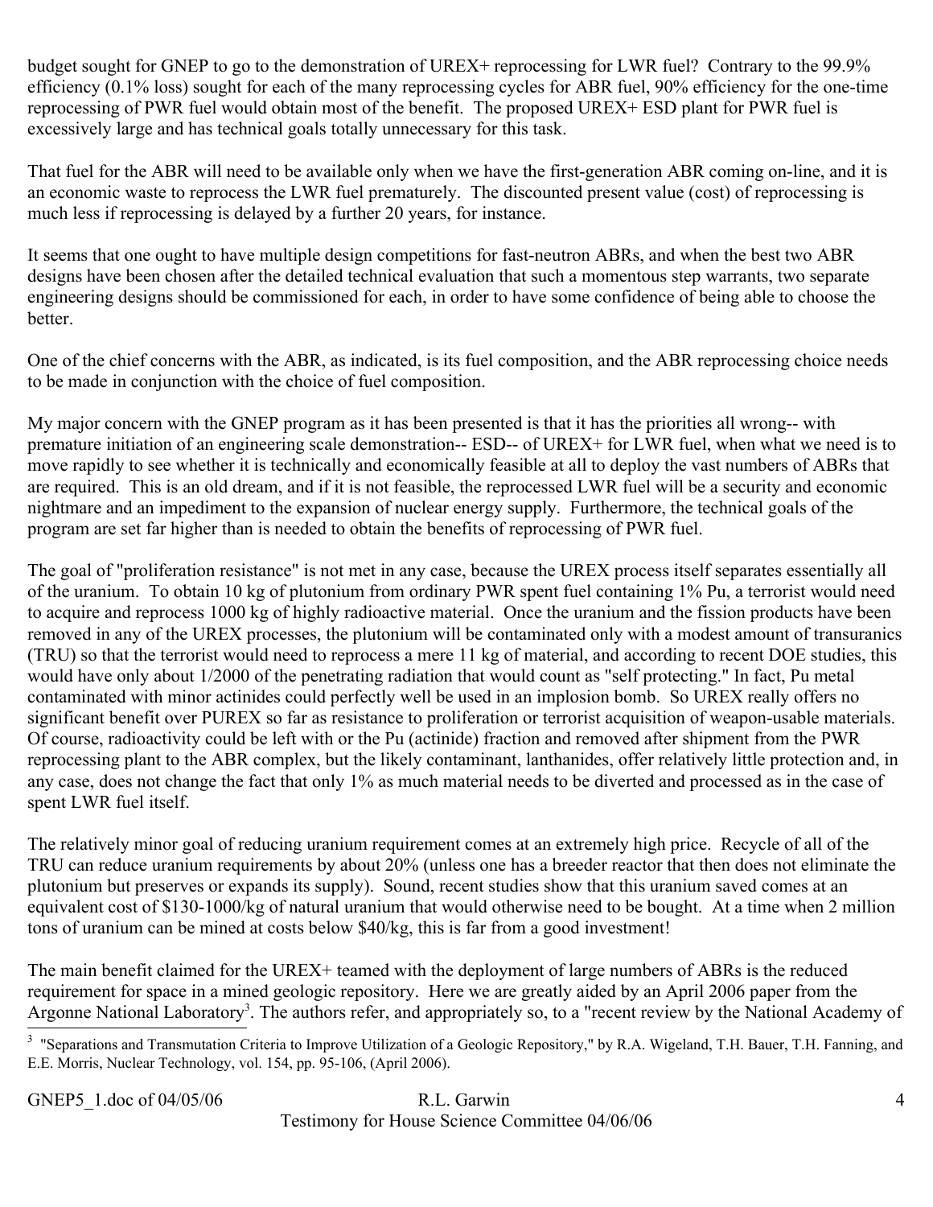budget sought for GNEP to go to the demonstration of UREX+ reprocessing for LWR fuel? Contrary to the 99.9% efficiency (0.1% loss) sought for each of the many reprocessing cycles for ABR fuel, 90% efficiency for the one-time reprocessing of PWR fuel would obtain most of the benefit. The proposed UREX+ ESD plant for PWR fuel is excessively large and has technical goals totally unnecessary for this task.

That fuel for the ABR will need to be available only when we have the first-generation ABR coming on-line, and it is an economic waste to reprocess the LWR fuel prematurely. The discounted present value (cost) of reprocessing is much less if reprocessing is delayed by a further 20 years, for instance.

It seems that one ought to have multiple design competitions for fast-neutron ABRs, and when the best two ABR designs have been chosen after the detailed technical evaluation that such a momentous step warrants, two separate engineering designs should be commissioned for each, in order to have some confidence of being able to choose the better.

One of the chief concerns with the ABR, as indicated, is its fuel composition, and the ABR reprocessing choice needs to be made in conjunction with the choice of fuel composition.

My major concern with the GNEP program as it has been presented is that it has the priorities all wrong-- with premature initiation of an engineering scale demonstration-- ESD-- of UREX+ for LWR fuel, when what we need is to move rapidly to see whether it is technically and economically feasible at all to deploy the vast numbers of ABRs that are required. This is an old dream, and if it is not feasible, the reprocessed LWR fuel will be a security and economic nightmare and an impediment to the expansion of nuclear energy supply. Furthermore, the technical goals of the program are set far higher than is needed to obtain the benefits of reprocessing of PWR fuel.

The goal of "proliferation resistance" is not met in any case, because the UREX process itself separates essentially all of the uranium. To obtain 10 kg of plutonium from ordinary PWR spent fuel containing 1% Pu, a terrorist would need to acquire and reprocess 1000 kg of highly radioactive material. Once the uranium and the fission products have been removed in any of the UREX processes, the plutonium will be contaminated only with a modest amount of transuranics (TRU) so that the terrorist would need to reprocess a mere 11 kg of material, and according to recent DOE studies, this would have only about 1/2000 of the penetrating radiation that would count as "self protecting." In fact, Pu metal contaminated with minor actinides could perfectly well be used in an implosion bomb. So UREX really offers no significant benefit over PUREX so far as resistance to proliferation or terrorist acquisition of weapon-usable materials. Of course, radioactivity could be left with or the Pu (actinide) fraction and removed after shipment from the PWR reprocessing plant to the ABR complex, but the likely contaminant, lanthanides, offer relatively little protection and, in any case, does not change the fact that only 1% as much material needs to be diverted and processed as in the case of spent LWR fuel itself.

The relatively minor goal of reducing uranium requirement comes at an extremely high price. Recycle of all of the TRU can reduce uranium requirements by about 20% (unless one has a breeder reactor that then does not eliminate the plutonium but preserves or expands its supply). Sound, recent studies show that this uranium saved comes at an equivalent cost of $130-1000/kg of natural uranium that would otherwise need to be bought. At a time when 2 million tons of uranium can be mined at costs below $40/kg, this is far from a good investment!

The main benefit claimed for the UREX+ teamed with the deployment of large numbers of ABRs is the reduced requirement for space in a mined geologic repository. Here we are greatly aided by an April 2006 paper from the Argonne National Laboratory[3]. The authors refer, and appropriately so, to a "recent review by the National Academy of

[3] "Separations and Transmutation Criteria to Improve Utilization of a Geologic Repository," by R.A. Wigeland, T.H. Bauer, T.H. Fanning, and E.E. Morris, Nuclear Technology, vol. 154, pp. 95-106, (April 2006).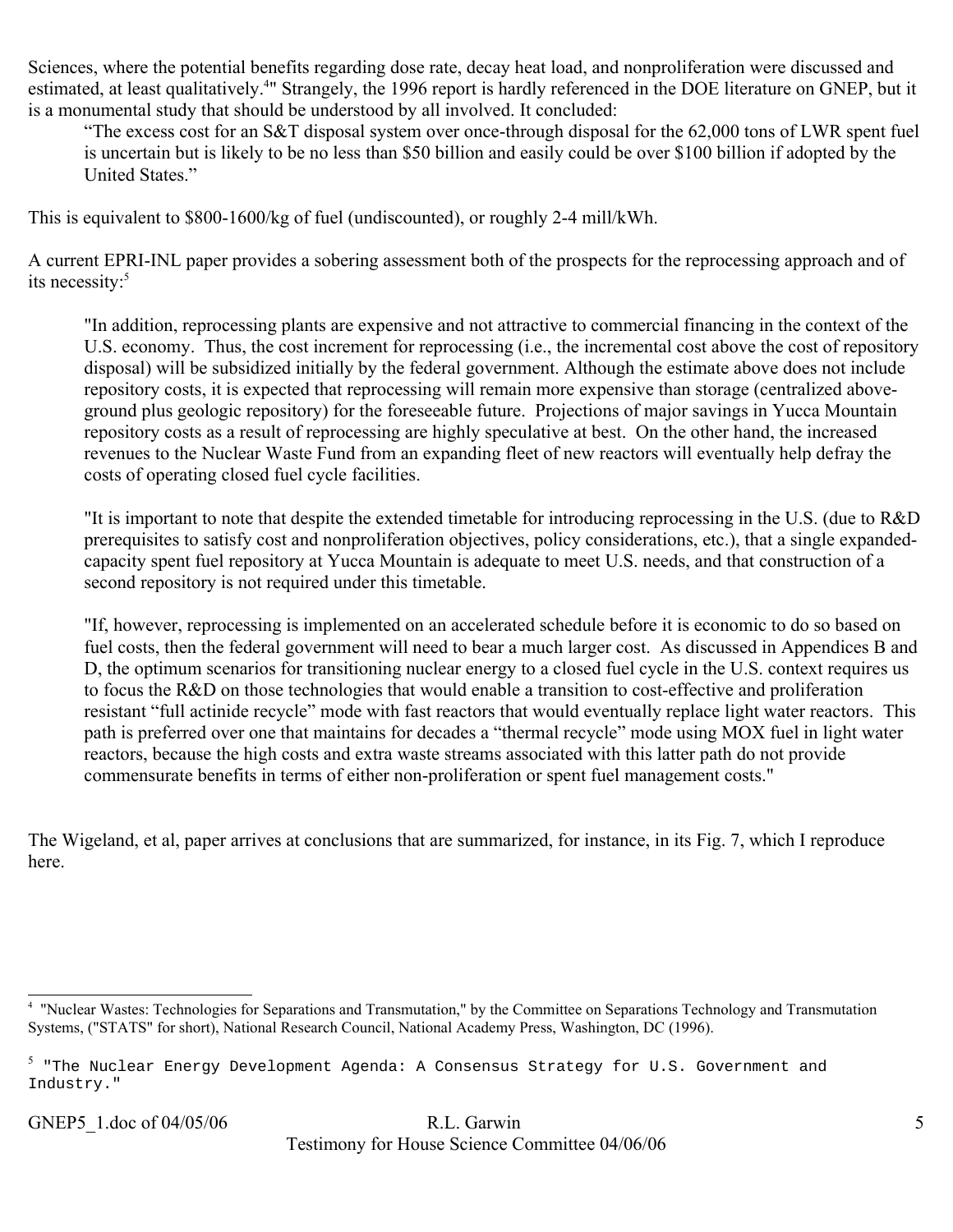Sciences, where the potential benefits regarding dose rate, decay heat load, and nonproliferation were discussed and estimated, at least qualitatively.[4]" Strangely, the 1996 report is hardly referenced in the DOE literature on GNEP, but it is a monumental study that should be understood by all involved. It concluded:

> "The excess cost for an S&T disposal system over once-through disposal for the 62,000 tons of LWR spent fuel is uncertain but is likely to be no less than $50 billion and easily could be over $100 billion if adopted by the United States."

This is equivalent to $800-1600/kg of fuel (undiscounted), or roughly 2-4 mill/kWh.

A current EPRI-INL paper provides a sobering assessment both of the prospects for the reprocessing approach and of its necessity:[5]

> "In addition, reprocessing plants are expensive and not attractive to commercial financing in the context of the U.S. economy. Thus, the cost increment for reprocessing (i.e., the incremental cost above the cost of repository disposal) will be subsidized initially by the federal government. Although the estimate above does not include repository costs, it is expected that reprocessing will remain more expensive than storage (centralized above-ground plus geologic repository) for the foreseeable future. Projections of major savings in Yucca Mountain repository costs as a result of reprocessing are highly speculative at best. On the other hand, the increased revenues to the Nuclear Waste Fund from an expanding fleet of new reactors will eventually help defray the costs of operating closed fuel cycle facilities.
>
> "It is important to note that despite the extended timetable for introducing reprocessing in the U.S. (due to R&D prerequisites to satisfy cost and nonproliferation objectives, policy considerations, etc.), that a single expanded-capacity spent fuel repository at Yucca Mountain is adequate to meet U.S. needs, and that construction of a second repository is not required under this timetable.
>
> "If, however, reprocessing is implemented on an accelerated schedule before it is economic to do so based on fuel costs, then the federal government will need to bear a much larger cost. As discussed in Appendices B and D, the optimum scenarios for transitioning nuclear energy to a closed fuel cycle in the U.S. context requires us to focus the R&D on those technologies that would enable a transition to cost-effective and proliferation resistant "full actinide recycle" mode with fast reactors that would eventually replace light water reactors. This path is preferred over one that maintains for decades a "thermal recycle" mode using MOX fuel in light water reactors, because the high costs and extra waste streams associated with this latter path do not provide commensurate benefits in terms of either non-proliferation or spent fuel management costs."

The Wigeland, et al, paper arrives at conclusions that are summarized, for instance, in its Fig. 7, which I reproduce here.

---

[4] "Nuclear Wastes: Technologies for Separations and Transmutation," by the Committee on Separations Technology and Transmutation Systems, ("STATS" for short), National Research Council, National Academy Press, Washington, DC (1996).

[5] "The Nuclear Energy Development Agenda: A Consensus Strategy for U.S. Government and Industry."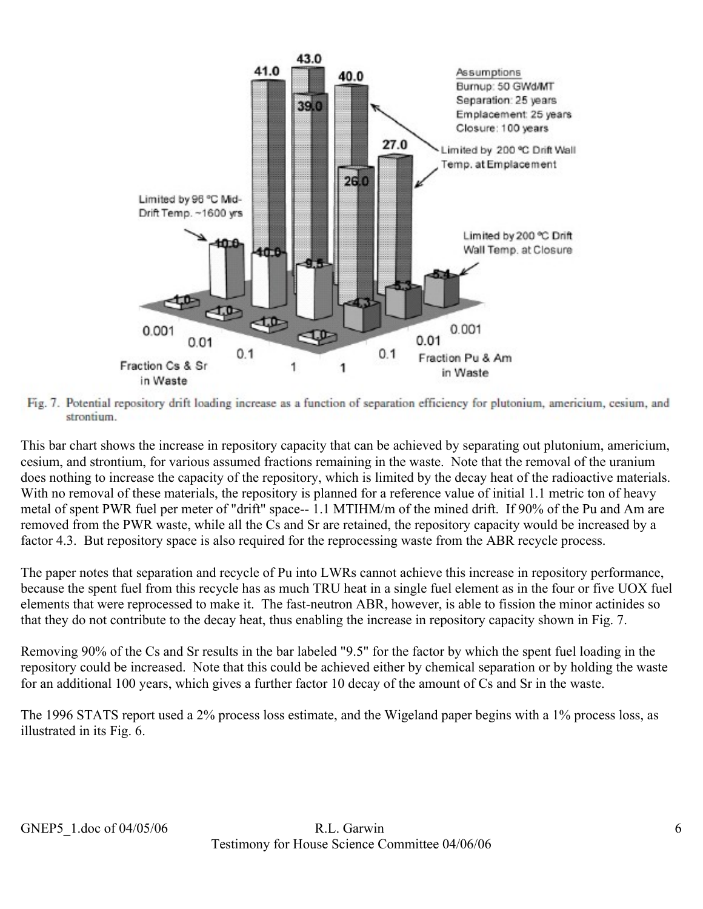Fig. 7. Potential repository drift loading increase as a function of separation efficiency for plutonium, americium, cesium, and strontium.

This bar chart shows the increase in repository capacity that can be achieved by separating out plutonium, americium, cesium, and strontium, for various assumed fractions remaining in the waste. Note that the removal of the uranium does nothing to increase the capacity of the repository, which is limited by the decay heat of the radioactive materials. With no removal of these materials, the repository is planned for a reference value of initial 1.1 metric ton of heavy metal of spent PWR fuel per meter of "drift" space-- 1.1 MTIHM/m of the mined drift. If 90% of the Pu and Am are removed from the PWR waste, while all the Cs and Sr are retained, the repository capacity would be increased by a factor 4.3. But repository space is also required for the reprocessing waste from the ABR recycle process.

The paper notes that separation and recycle of Pu into LWRs cannot achieve this increase in repository performance, because the spent fuel from this recycle has as much TRU heat in a single fuel element as in the four or five UOX fuel elements that were reprocessed to make it. The fast-neutron ABR, however, is able to fission the minor actinides so that they do not contribute to the decay heat, thus enabling the increase in repository capacity shown in Fig. 7.

Removing 90% of the Cs and Sr results in the bar labeled "9.5" for the factor by which the spent fuel loading in the repository could be increased. Note that this could be achieved either by chemical separation or by holding the waste for an additional 100 years, which gives a further factor 10 decay of the amount of Cs and Sr in the waste.

The 1996 STATS report used a 2% process loss estimate, and the Wigeland paper begins with a 1% process loss, as illustrated in its Fig. 6.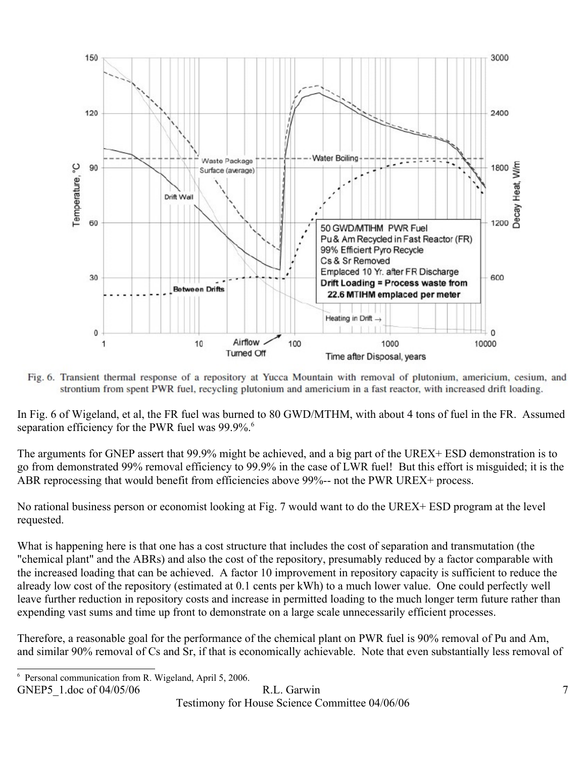Fig. 6. Transient thermal response of a repository at Yucca Mountain with removal of plutonium, americium, cesium, and strontium from spent PWR fuel, recycling plutonium and americium in a fast reactor, with increased drift loading.

In Fig. 6 of Wigeland, et al, the FR fuel was burned to 80 GWD/MTHM, with about 4 tons of fuel in the FR. Assumed separation efficiency for the PWR fuel was 99.9%.[6]

The arguments for GNEP assert that 99.9% might be achieved, and a big part of the UREX+ ESD demonstration is to go from demonstrated 99% removal efficiency to 99.9% in the case of LWR fuel! But this effort is misguided; it is the ABR reprocessing that would benefit from efficiencies above 99%-- not the PWR UREX+ process.

No rational business person or economist looking at Fig. 7 would want to do the UREX+ ESD program at the level requested.

What is happening here is that one has a cost structure that includes the cost of separation and transmutation (the "chemical plant" and the ABRs) and also the cost of the repository, presumably reduced by a factor comparable with the increased loading that can be achieved. A factor 10 improvement in repository capacity is sufficient to reduce the already low cost of the repository (estimated at 0.1 cents per kWh) to a much lower value. One could perfectly well leave further reduction in repository costs and increase in permitted loading to the much longer term future rather than expending vast sums and time up front to demonstrate on a large scale unnecessarily efficient processes.

Therefore, a reasonable goal for the performance of the chemical plant on PWR fuel is 90% removal of Pu and Am, and similar 90% removal of Cs and Sr, if that is economically achievable. Note that even substantially less removal of

[6] Personal communication from R. Wigeland, April 5, 2006.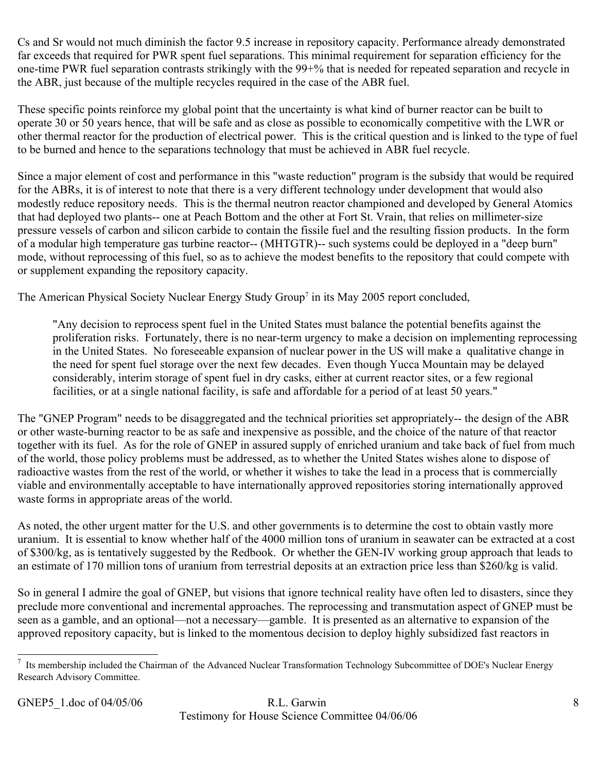Cs and Sr would not much diminish the factor 9.5 increase in repository capacity. Performance already demonstrated far exceeds that required for PWR spent fuel separations. This minimal requirement for separation efficiency for the one-time PWR fuel separation contrasts strikingly with the 99+% that is needed for repeated separation and recycle in the ABR, just because of the multiple recycles required in the case of the ABR fuel.

These specific points reinforce my global point that the uncertainty is what kind of burner reactor can be built to operate 30 or 50 years hence, that will be safe and as close as possible to economically competitive with the LWR or other thermal reactor for the production of electrical power. This is the critical question and is linked to the type of fuel to be burned and hence to the separations technology that must be achieved in ABR fuel recycle.

Since a major element of cost and performance in this "waste reduction" program is the subsidy that would be required for the ABRs, it is of interest to note that there is a very different technology under development that would also modestly reduce repository needs. This is the thermal neutron reactor championed and developed by General Atomics that had deployed two plants-- one at Peach Bottom and the other at Fort St. Vrain, that relies on millimeter-size pressure vessels of carbon and silicon carbide to contain the fissile fuel and the resulting fission products. In the form of a modular high temperature gas turbine reactor-- (MHTGTR)-- such systems could be deployed in a "deep burn" mode, without reprocessing of this fuel, so as to achieve the modest benefits to the repository that could compete with or supplement expanding the repository capacity.

The American Physical Society Nuclear Energy Study Group[7] in its May 2005 report concluded,

> "Any decision to reprocess spent fuel in the United States must balance the potential benefits against the proliferation risks. Fortunately, there is no near-term urgency to make a decision on implementing reprocessing in the United States. No foreseeable expansion of nuclear power in the US will make a qualitative change in the need for spent fuel storage over the next few decades. Even though Yucca Mountain may be delayed considerably, interim storage of spent fuel in dry casks, either at current reactor sites, or a few regional facilities, or at a single national facility, is safe and affordable for a period of at least 50 years."

The "GNEP Program" needs to be disaggregated and the technical priorities set appropriately-- the design of the ABR or other waste-burning reactor to be as safe and inexpensive as possible, and the choice of the nature of that reactor together with its fuel. As for the role of GNEP in assured supply of enriched uranium and take back of fuel from much of the world, those policy problems must be addressed, as to whether the United States wishes alone to dispose of radioactive wastes from the rest of the world, or whether it wishes to take the lead in a process that is commercially viable and environmentally acceptable to have internationally approved repositories storing internationally approved waste forms in appropriate areas of the world.

As noted, the other urgent matter for the U.S. and other governments is to determine the cost to obtain vastly more uranium. It is essential to know whether half of the 4000 million tons of uranium in seawater can be extracted at a cost of \$300/kg, as is tentatively suggested by the Redbook. Or whether the GEN-IV working group approach that leads to an estimate of 170 million tons of uranium from terrestrial deposits at an extraction price less than \$260/kg is valid.

So in general I admire the goal of GNEP, but visions that ignore technical reality have often led to disasters, since they preclude more conventional and incremental approaches. The reprocessing and transmutation aspect of GNEP must be seen as a gamble, and an optional—not a necessary—gamble. It is presented as an alternative to expansion of the approved repository capacity, but is linked to the momentous decision to deploy highly subsidized fast reactors in

---

[7] Its membership included the Chairman of the Advanced Nuclear Transformation Technology Subcommittee of DOE's Nuclear Energy Research Advisory Committee.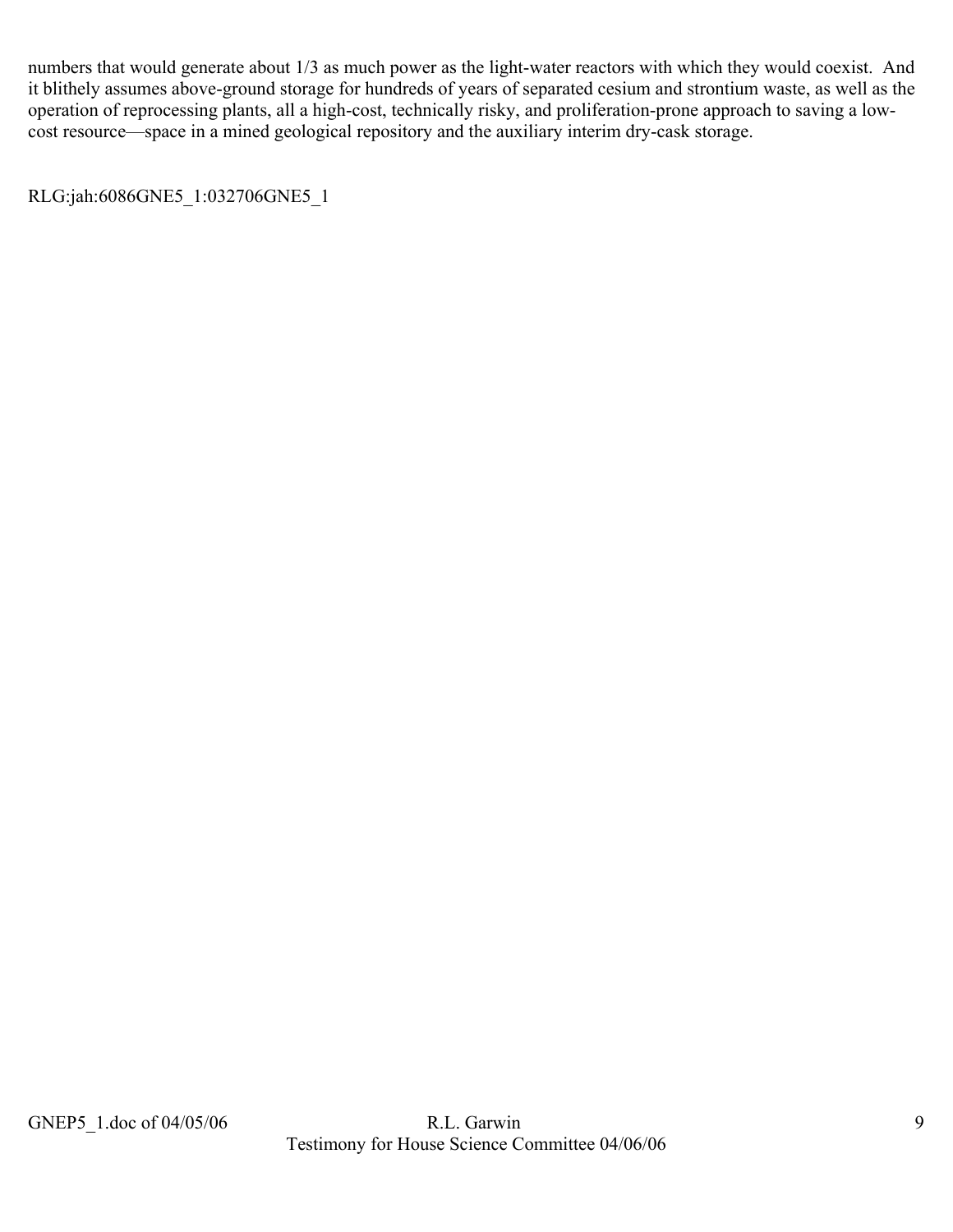numbers that would generate about 1/3 as much power as the light-water reactors with which they would coexist. And it blithely assumes above-ground storage for hundreds of years of separated cesium and strontium waste, as well as the operation of reprocessing plants, all a high-cost, technically risky, and proliferation-prone approach to saving a low-cost resource—space in a mined geological repository and the auxiliary interim dry-cask storage.

RLG:jah:6086GNE5_1:032706GNE5_1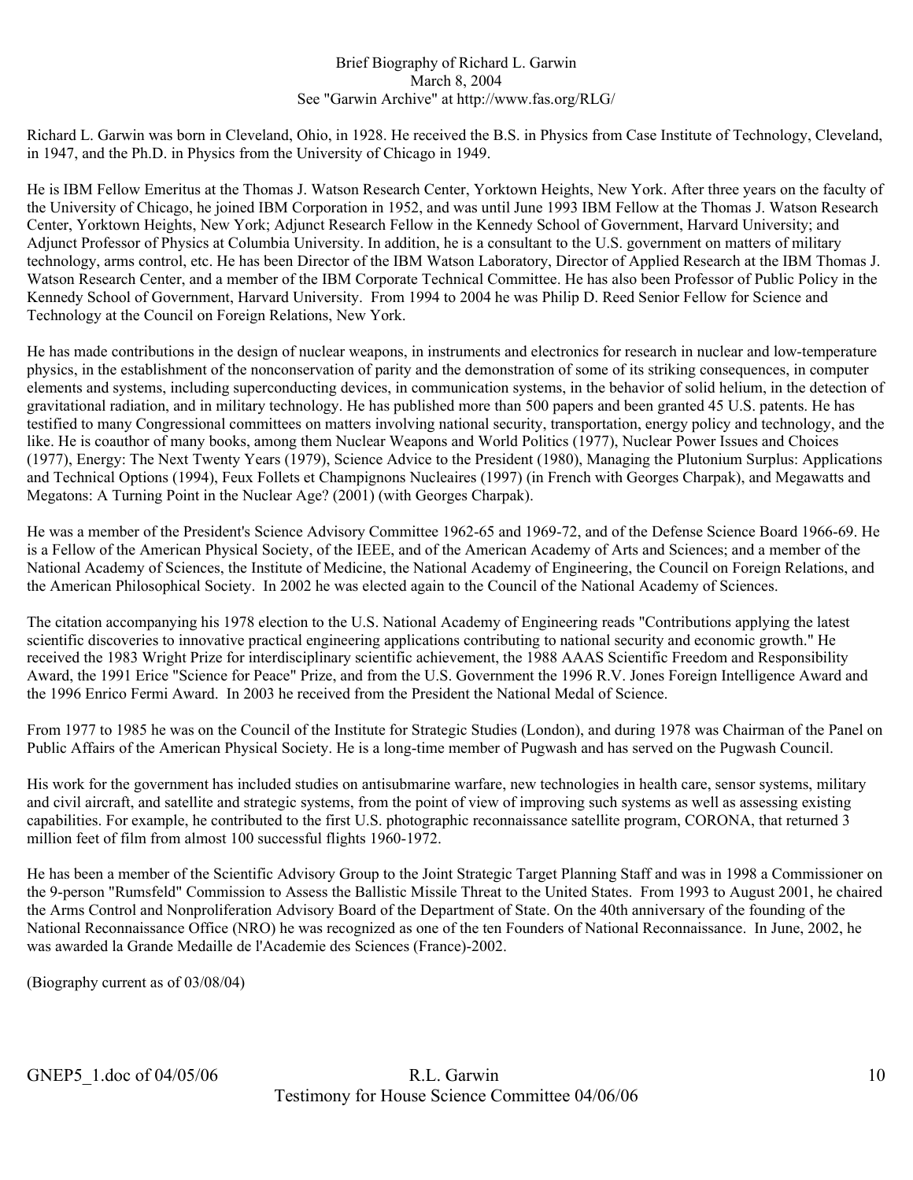# Brief Biography of Richard L. Garwin

March 8, 2004

See "Garwin Archive" at http://www.fas.org/RLG/

Richard L. Garwin was born in Cleveland, Ohio, in 1928. He received the B.S. in Physics from Case Institute of Technology, Cleveland, in 1947, and the Ph.D. in Physics from the University of Chicago in 1949.

He is IBM Fellow Emeritus at the Thomas J. Watson Research Center, Yorktown Heights, New York. After three years on the faculty of the University of Chicago, he joined IBM Corporation in 1952, and was until June 1993 IBM Fellow at the Thomas J. Watson Research Center, Yorktown Heights, New York; Adjunct Research Fellow in the Kennedy School of Government, Harvard University; and Adjunct Professor of Physics at Columbia University. In addition, he is a consultant to the U.S. government on matters of military technology, arms control, etc. He has been Director of the IBM Watson Laboratory, Director of Applied Research at the IBM Thomas J. Watson Research Center, and a member of the IBM Corporate Technical Committee. He has also been Professor of Public Policy in the Kennedy School of Government, Harvard University. From 1994 to 2004 he was Philip D. Reed Senior Fellow for Science and Technology at the Council on Foreign Relations, New York.

He has made contributions in the design of nuclear weapons, in instruments and electronics for research in nuclear and low-temperature physics, in the establishment of the nonconservation of parity and the demonstration of some of its striking consequences, in computer elements and systems, including superconducting devices, in communication systems, in the behavior of solid helium, in the detection of gravitational radiation, and in military technology. He has published more than 500 papers and been granted 45 U.S. patents. He has testified to many Congressional committees on matters involving national security, transportation, energy policy and technology, and the like. He is coauthor of many books, among them Nuclear Weapons and World Politics (1977), Nuclear Power Issues and Choices (1977), Energy: The Next Twenty Years (1979), Science Advice to the President (1980), Managing the Plutonium Surplus: Applications and Technical Options (1994), Feux Follets et Champignons Nucleaires (1997) (in French with Georges Charpak), and Megawatts and Megatons: A Turning Point in the Nuclear Age? (2001) (with Georges Charpak).

He was a member of the President's Science Advisory Committee 1962-65 and 1969-72, and of the Defense Science Board 1966-69. He is a Fellow of the American Physical Society, of the IEEE, and of the American Academy of Arts and Sciences; and a member of the National Academy of Sciences, the Institute of Medicine, the National Academy of Engineering, the Council on Foreign Relations, and the American Philosophical Society. In 2002 he was elected again to the Council of the National Academy of Sciences.

The citation accompanying his 1978 election to the U.S. National Academy of Engineering reads "Contributions applying the latest scientific discoveries to innovative practical engineering applications contributing to national security and economic growth." He received the 1983 Wright Prize for interdisciplinary scientific achievement, the 1988 AAAS Scientific Freedom and Responsibility Award, the 1991 Erice "Science for Peace" Prize, and from the U.S. Government the 1996 R.V. Jones Foreign Intelligence Award and the 1996 Enrico Fermi Award. In 2003 he received from the President the National Medal of Science.

From 1977 to 1985 he was on the Council of the Institute for Strategic Studies (London), and during 1978 was Chairman of the Panel on Public Affairs of the American Physical Society. He is a long-time member of Pugwash and has served on the Pugwash Council.

His work for the government has included studies on antisubmarine warfare, new technologies in health care, sensor systems, military and civil aircraft, and satellite and strategic systems, from the point of view of improving such systems as well as assessing existing capabilities. For example, he contributed to the first U.S. photographic reconnaissance satellite program, CORONA, that returned 3 million feet of film from almost 100 successful flights 1960-1972.

He has been a member of the Scientific Advisory Group to the Joint Strategic Target Planning Staff and was in 1998 a Commissioner on the 9-person "Rumsfeld" Commission to Assess the Ballistic Missile Threat to the United States. From 1993 to August 2001, he chaired the Arms Control and Nonproliferation Advisory Board of the Department of State. On the 40th anniversary of the founding of the National Reconnaissance Office (NRO) he was recognized as one of the ten Founders of National Reconnaissance. In June, 2002, he was awarded la Grande Medaille de l'Academie des Sciences (France)-2002.

(Biography current as of 03/08/04)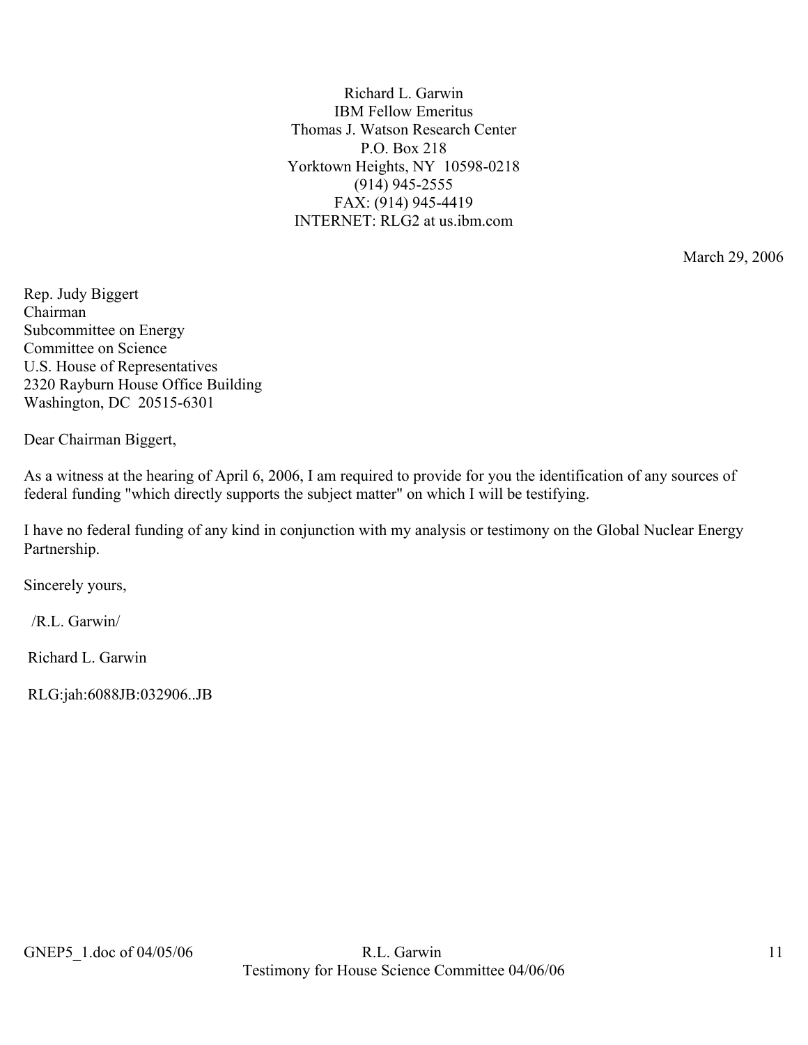Richard L. Garwin
IBM Fellow Emeritus
Thomas J. Watson Research Center
P.O. Box 218
Yorktown Heights, NY 10598-0218
(914) 945-2555
FAX: (914) 945-4419
INTERNET: RLG2 at us.ibm.com

March 29, 2006

Rep. Judy Biggert
Chairman
Subcommittee on Energy
Committee on Science
U.S. House of Representatives
2320 Rayburn House Office Building
Washington, DC 20515-6301

Dear Chairman Biggert,

As a witness at the hearing of April 6, 2006, I am required to provide for you the identification of any sources of federal funding "which directly supports the subject matter" on which I will be testifying.

I have no federal funding of any kind in conjunction with my analysis or testimony on the Global Nuclear Energy Partnership.

Sincerely yours,

/R.L. Garwin/

Richard L. Garwin

RLG:jah:6088JB:032906..JB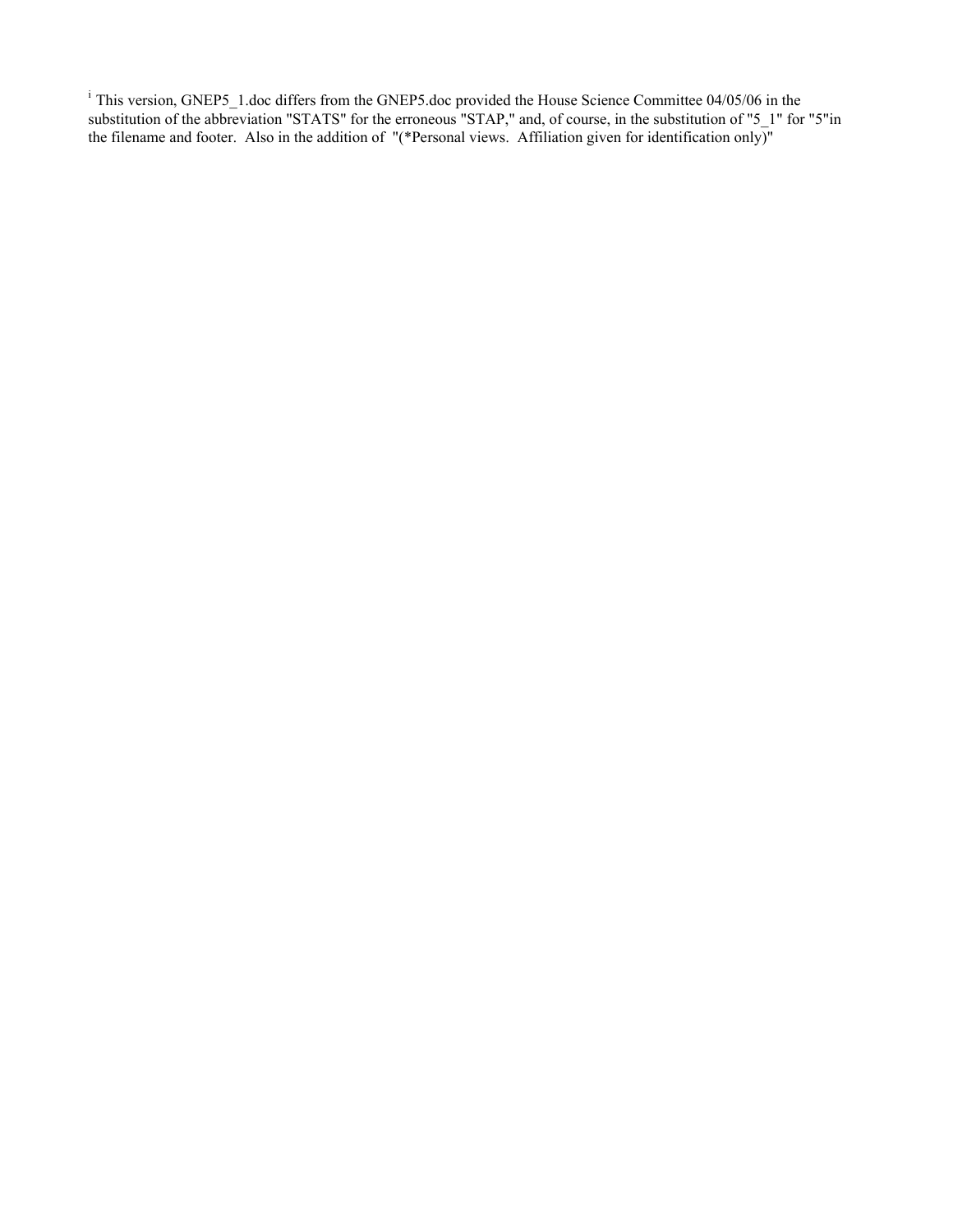[i] This version, GNEP5_1.doc differs from the GNEP5.doc provided the House Science Committee 04/05/06 in the substitution of the abbreviation "STATS" for the erroneous "STAP," and, of course, in the substitution of "5_1" for "5"in the filename and footer. Also in the addition of "(*Personal views. Affiliation given for identification only)"